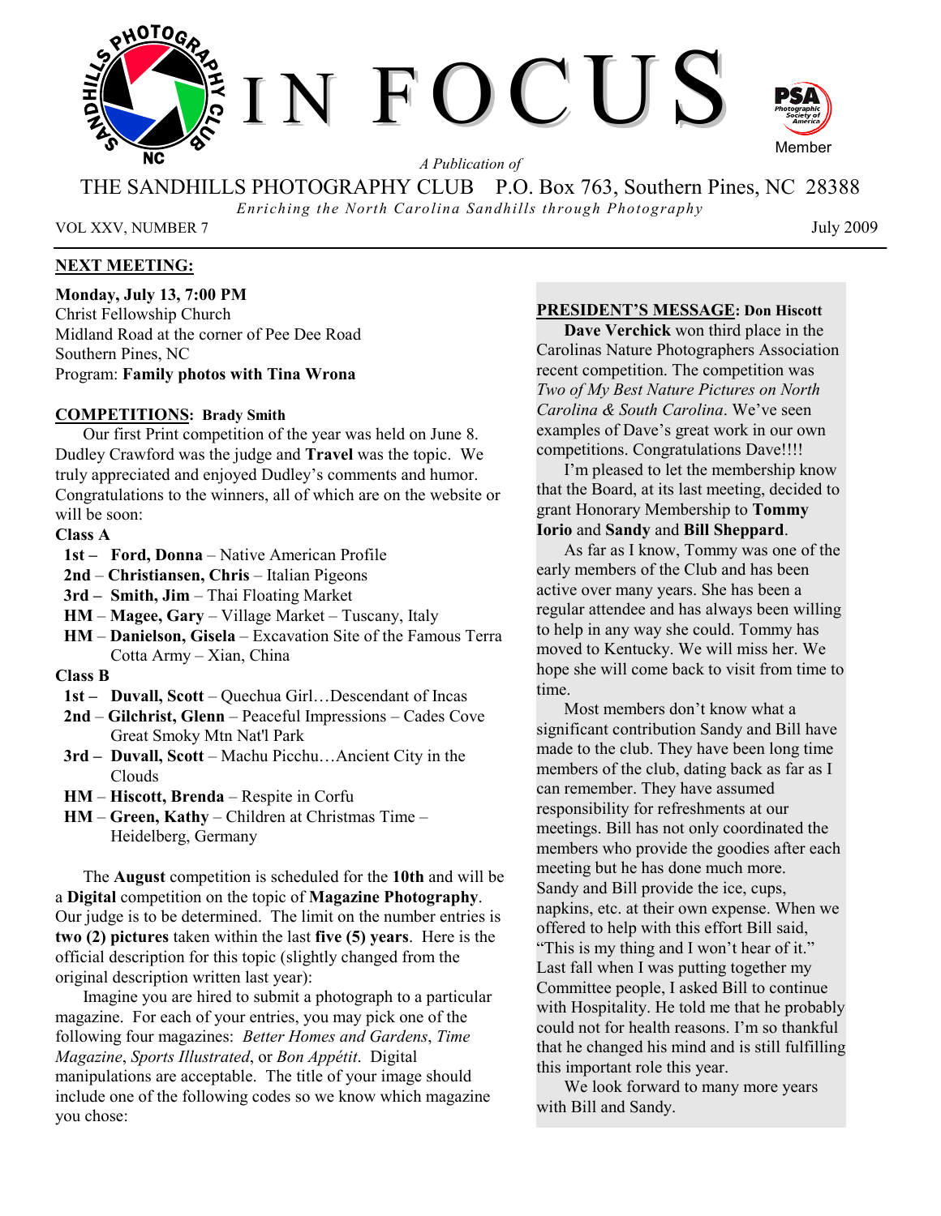# IN FOCUS

*A Publication of*

THE SANDHILLS PHOTOGRAPHY CLUB P.O. Box 763, Southern Pines, NC 28388

*Enriching the North Carolina Sandhills through Photography*

VOL XXV, NUMBER 7 July 2009

## NEXT MEETING:

**Monday, July 13, 7:00 PM**
Christ Fellowship Church
Midland Road at the corner of Pee Dee Road
Southern Pines, NC
Program: **Family photos with Tina Wrona**

## COMPETITIONS: Brady Smith

Our first Print competition of the year was held on June 8. Dudley Crawford was the judge and **Travel** was the topic. We truly appreciated and enjoyed Dudley's comments and humor. Congratulations to the winners, all of which are on the website or will be soon:

**Class A**

- **1st – Ford, Donna** – Native American Profile
- **2nd – Christiansen, Chris** – Italian Pigeons
- **3rd – Smith, Jim** – Thai Floating Market
- **HM – Magee, Gary** – Village Market – Tuscany, Italy
- **HM – Danielson, Gisela** – Excavation Site of the Famous Terra Cotta Army – Xian, China

**Class B**

- **1st – Duvall, Scott** – Quechua Girl…Descendant of Incas
- **2nd – Gilchrist, Glenn** – Peaceful Impressions – Cades Cove Great Smoky Mtn Nat'l Park
- **3rd – Duvall, Scott** – Machu Picchu…Ancient City in the Clouds
- **HM – Hiscott, Brenda** – Respite in Corfu
- **HM – Green, Kathy** – Children at Christmas Time – Heidelberg, Germany

The **August** competition is scheduled for the **10th** and will be a **Digital** competition on the topic of **Magazine Photography**. Our judge is to be determined. The limit on the number entries is **two (2) pictures** taken within the last **five (5) years**. Here is the official description for this topic (slightly changed from the original description written last year):

Imagine you are hired to submit a photograph to a particular magazine. For each of your entries, you may pick one of the following four magazines: *Better Homes and Gardens*, *Time Magazine*, *Sports Illustrated*, or *Bon Appétit*. Digital manipulations are acceptable. The title of your image should include one of the following codes so we know which magazine you chose:

## PRESIDENT'S MESSAGE: Don Hiscott

**Dave Verchick** won third place in the Carolinas Nature Photographers Association recent competition. The competition was *Two of My Best Nature Pictures on North Carolina & South Carolina*. We've seen examples of Dave's great work in our own competitions. Congratulations Dave!!!!

I'm pleased to let the membership know that the Board, at its last meeting, decided to grant Honorary Membership to **Tommy Iorio** and **Sandy** and **Bill Sheppard**.

As far as I know, Tommy was one of the early members of the Club and has been active over many years. She has been a regular attendee and has always been willing to help in any way she could. Tommy has moved to Kentucky. We will miss her. We hope she will come back to visit from time to time.

Most members don't know what a significant contribution Sandy and Bill have made to the club. They have been long time members of the club, dating back as far as I can remember. They have assumed responsibility for refreshments at our meetings. Bill has not only coordinated the members who provide the goodies after each meeting but he has done much more. Sandy and Bill provide the ice, cups, napkins, etc. at their own expense. When we offered to help with this effort Bill said, "This is my thing and I won't hear of it." Last fall when I was putting together my Committee people, I asked Bill to continue with Hospitality. He told me that he probably could not for health reasons. I'm so thankful that he changed his mind and is still fulfilling this important role this year.

We look forward to many more years with Bill and Sandy.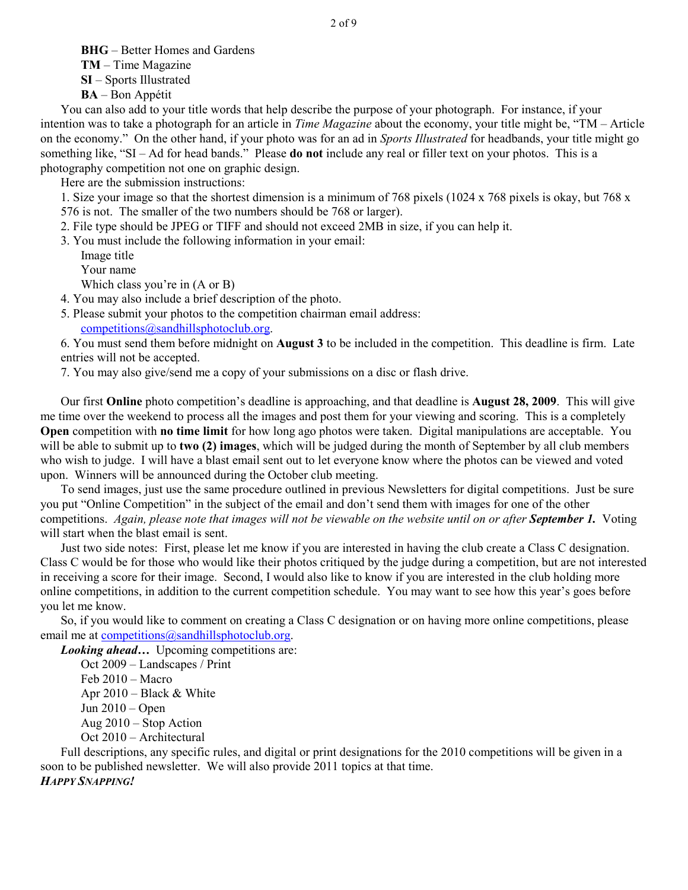**BHG** – Better Homes and Gardens
**TM** – Time Magazine
**SI** – Sports Illustrated
**BA** – Bon Appétit

You can also add to your title words that help describe the purpose of your photograph. For instance, if your intention was to take a photograph for an article in *Time Magazine* about the economy, your title might be, "TM – Article on the economy." On the other hand, if your photo was for an ad in *Sports Illustrated* for headbands, your title might go something like, "SI – Ad for head bands." Please **do not** include any real or filler text on your photos. This is a photography competition not one on graphic design.

Here are the submission instructions:

1. Size your image so that the shortest dimension is a minimum of 768 pixels (1024 x 768 pixels is okay, but 768 x 576 is not. The smaller of the two numbers should be 768 or larger).
2. File type should be JPEG or TIFF and should not exceed 2MB in size, if you can help it.
3. You must include the following information in your email:
   Image title
   Your name
   Which class you're in (A or B)
4. You may also include a brief description of the photo.
5. Please submit your photos to the competition chairman email address:
   competitions@sandhillsphotoclub.org.
6. You must send them before midnight on **August 3** to be included in the competition. This deadline is firm. Late entries will not be accepted.
7. You may also give/send me a copy of your submissions on a disc or flash drive.

Our first **Online** photo competition's deadline is approaching, and that deadline is **August 28, 2009**. This will give me time over the weekend to process all the images and post them for your viewing and scoring. This is a completely **Open** competition with **no time limit** for how long ago photos were taken. Digital manipulations are acceptable. You will be able to submit up to **two (2) images**, which will be judged during the month of September by all club members who wish to judge. I will have a blast email sent out to let everyone know where the photos can be viewed and voted upon. Winners will be announced during the October club meeting.

To send images, just use the same procedure outlined in previous Newsletters for digital competitions. Just be sure you put "Online Competition" in the subject of the email and don't send them with images for one of the other competitions. *Again, please note that images will not be viewable on the website until on or after **September 1.*** Voting will start when the blast email is sent.

Just two side notes: First, please let me know if you are interested in having the club create a Class C designation. Class C would be for those who would like their photos critiqued by the judge during a competition, but are not interested in receiving a score for their image. Second, I would also like to know if you are interested in the club holding more online competitions, in addition to the current competition schedule. You may want to see how this year's goes before you let me know.

So, if you would like to comment on creating a Class C designation or on having more online competitions, please email me at competitions@sandhillsphotoclub.org.

***Looking ahead…*** Upcoming competitions are:

Oct 2009 – Landscapes / Print
Feb 2010 – Macro
Apr 2010 – Black & White
Jun 2010 – Open
Aug 2010 – Stop Action
Oct 2010 – Architectural

Full descriptions, any specific rules, and digital or print designations for the 2010 competitions will be given in a soon to be published newsletter. We will also provide 2011 topics at that time.

***HAPPY SNAPPING!***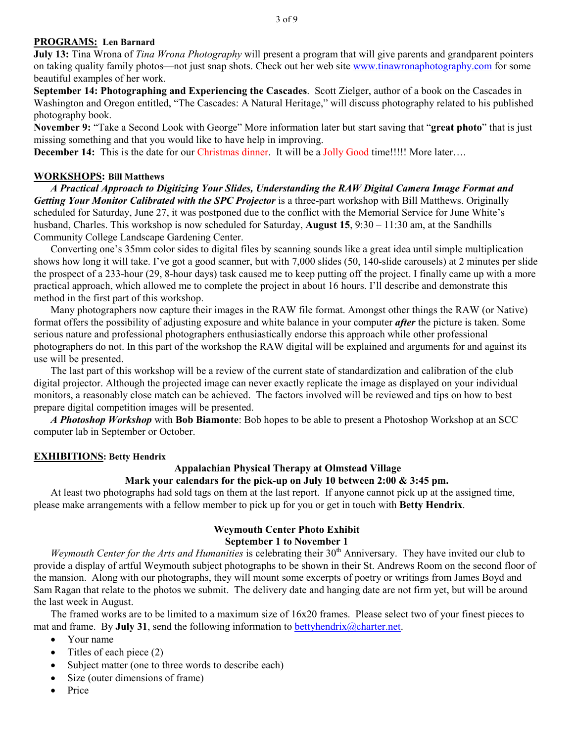**PROGRAMS: Len Barnard**

**July 13:** Tina Wrona of *Tina Wrona Photography* will present a program that will give parents and grandparent pointers on taking quality family photos—not just snap shots. Check out her web site www.tinawronaphotography.com for some beautiful examples of her work.

**September 14: Photographing and Experiencing the Cascades**. Scott Zielger, author of a book on the Cascades in Washington and Oregon entitled, "The Cascades: A Natural Heritage," will discuss photography related to his published photography book.

**November 9:** "Take a Second Look with George" More information later but start saving that "**great photo**" that is just missing something and that you would like to have help in improving.

**December 14:** This is the date for our Christmas dinner. It will be a Jolly Good time!!!!! More later….

**WORKSHOPS: Bill Matthews**

***A Practical Approach to Digitizing Your Slides, Understanding the RAW Digital Camera Image Format and Getting Your Monitor Calibrated with the SPC Projector*** is a three-part workshop with Bill Matthews. Originally scheduled for Saturday, June 27, it was postponed due to the conflict with the Memorial Service for June White's husband, Charles. This workshop is now scheduled for Saturday, **August 15**, 9:30 – 11:30 am, at the Sandhills Community College Landscape Gardening Center.

Converting one's 35mm color sides to digital files by scanning sounds like a great idea until simple multiplication shows how long it will take. I've got a good scanner, but with 7,000 slides (50, 140-slide carousels) at 2 minutes per slide the prospect of a 233-hour (29, 8-hour days) task caused me to keep putting off the project. I finally came up with a more practical approach, which allowed me to complete the project in about 16 hours. I'll describe and demonstrate this method in the first part of this workshop.

Many photographers now capture their images in the RAW file format. Amongst other things the RAW (or Native) format offers the possibility of adjusting exposure and white balance in your computer ***after*** the picture is taken. Some serious nature and professional photographers enthusiastically endorse this approach while other professional photographers do not. In this part of the workshop the RAW digital will be explained and arguments for and against its use will be presented.

The last part of this workshop will be a review of the current state of standardization and calibration of the club digital projector. Although the projected image can never exactly replicate the image as displayed on your individual monitors, a reasonably close match can be achieved. The factors involved will be reviewed and tips on how to best prepare digital competition images will be presented.

***A Photoshop Workshop*** with **Bob Biamonte**: Bob hopes to be able to present a Photoshop Workshop at an SCC computer lab in September or October.

**EXHIBITIONS: Betty Hendrix**

**Appalachian Physical Therapy at Olmstead Village**
**Mark your calendars for the pick-up on July 10 between 2:00 & 3:45 pm.**

At least two photographs had sold tags on them at the last report. If anyone cannot pick up at the assigned time, please make arrangements with a fellow member to pick up for you or get in touch with **Betty Hendrix**.

**Weymouth Center Photo Exhibit**
**September 1 to November 1**

*Weymouth Center for the Arts and Humanities* is celebrating their 30th Anniversary. They have invited our club to provide a display of artful Weymouth subject photographs to be shown in their St. Andrews Room on the second floor of the mansion. Along with our photographs, they will mount some excerpts of poetry or writings from James Boyd and Sam Ragan that relate to the photos we submit. The delivery date and hanging date are not firm yet, but will be around the last week in August.

The framed works are to be limited to a maximum size of 16x20 frames. Please select two of your finest pieces to mat and frame. By **July 31**, send the following information to bettyhendrix@charter.net.

- Your name
- Titles of each piece (2)
- Subject matter (one to three words to describe each)
- Size (outer dimensions of frame)
- Price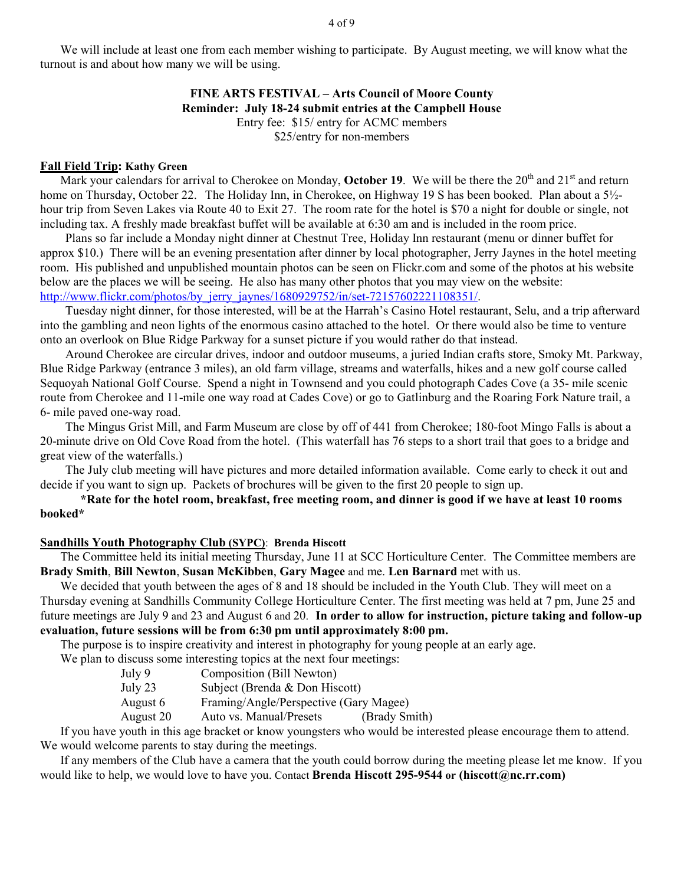We will include at least one from each member wishing to participate. By August meeting, we will know what the turnout is and about how many we will be using.

**FINE ARTS FESTIVAL – Arts Council of Moore County**
**Reminder: July 18-24 submit entries at the Campbell House**
Entry fee: $15/ entry for ACMC members
$25/entry for non-members

**Fall Field Trip: Kathy Green**

Mark your calendars for arrival to Cherokee on Monday, **October 19**. We will be there the 20th and 21st and return home on Thursday, October 22. The Holiday Inn, in Cherokee, on Highway 19 S has been booked. Plan about a 5½-hour trip from Seven Lakes via Route 40 to Exit 27. The room rate for the hotel is $70 a night for double or single, not including tax. A freshly made breakfast buffet will be available at 6:30 am and is included in the room price.

Plans so far include a Monday night dinner at Chestnut Tree, Holiday Inn restaurant (menu or dinner buffet for approx $10.) There will be an evening presentation after dinner by local photographer, Jerry Jaynes in the hotel meeting room. His published and unpublished mountain photos can be seen on Flickr.com and some of the photos at his website below are the places we will be seeing. He also has many other photos that you may view on the website: http://www.flickr.com/photos/by_jerry_jaynes/1680929752/in/set-72157602221108351/.

Tuesday night dinner, for those interested, will be at the Harrah's Casino Hotel restaurant, Selu, and a trip afterward into the gambling and neon lights of the enormous casino attached to the hotel. Or there would also be time to venture onto an overlook on Blue Ridge Parkway for a sunset picture if you would rather do that instead.

Around Cherokee are circular drives, indoor and outdoor museums, a juried Indian crafts store, Smoky Mt. Parkway, Blue Ridge Parkway (entrance 3 miles), an old farm village, streams and waterfalls, hikes and a new golf course called Sequoyah National Golf Course. Spend a night in Townsend and you could photograph Cades Cove (a 35- mile scenic route from Cherokee and 11-mile one way road at Cades Cove) or go to Gatlinburg and the Roaring Fork Nature trail, a 6- mile paved one-way road.

The Mingus Grist Mill, and Farm Museum are close by off of 441 from Cherokee; 180-foot Mingo Falls is about a 20-minute drive on Old Cove Road from the hotel. (This waterfall has 76 steps to a short trail that goes to a bridge and great view of the waterfalls.)

The July club meeting will have pictures and more detailed information available. Come early to check it out and decide if you want to sign up. Packets of brochures will be given to the first 20 people to sign up.

**\*Rate for the hotel room, breakfast, free meeting room, and dinner is good if we have at least 10 rooms booked\***

**Sandhills Youth Photography Club (SYPC): Brenda Hiscott**

The Committee held its initial meeting Thursday, June 11 at SCC Horticulture Center. The Committee members are **Brady Smith**, **Bill Newton**, **Susan McKibben**, **Gary Magee** and me. **Len Barnard** met with us.

We decided that youth between the ages of 8 and 18 should be included in the Youth Club. They will meet on a Thursday evening at Sandhills Community College Horticulture Center. The first meeting was held at 7 pm, June 25 and future meetings are July 9 and 23 and August 6 and 20. **In order to allow for instruction, picture taking and follow-up evaluation, future sessions will be from 6:30 pm until approximately 8:00 pm.**

The purpose is to inspire creativity and interest in photography for young people at an early age.

We plan to discuss some interesting topics at the next four meetings:

| | |
|---|---|
| July 9 | Composition (Bill Newton) |
| July 23 | Subject (Brenda & Don Hiscott) |
| August 6 | Framing/Angle/Perspective (Gary Magee) |
| August 20 | Auto vs. Manual/Presets (Brady Smith) |

If you have youth in this age bracket or know youngsters who would be interested please encourage them to attend. We would welcome parents to stay during the meetings.

If any members of the Club have a camera that the youth could borrow during the meeting please let me know. If you would like to help, we would love to have you. Contact **Brenda Hiscott 295-9544 or (hiscott@nc.rr.com)**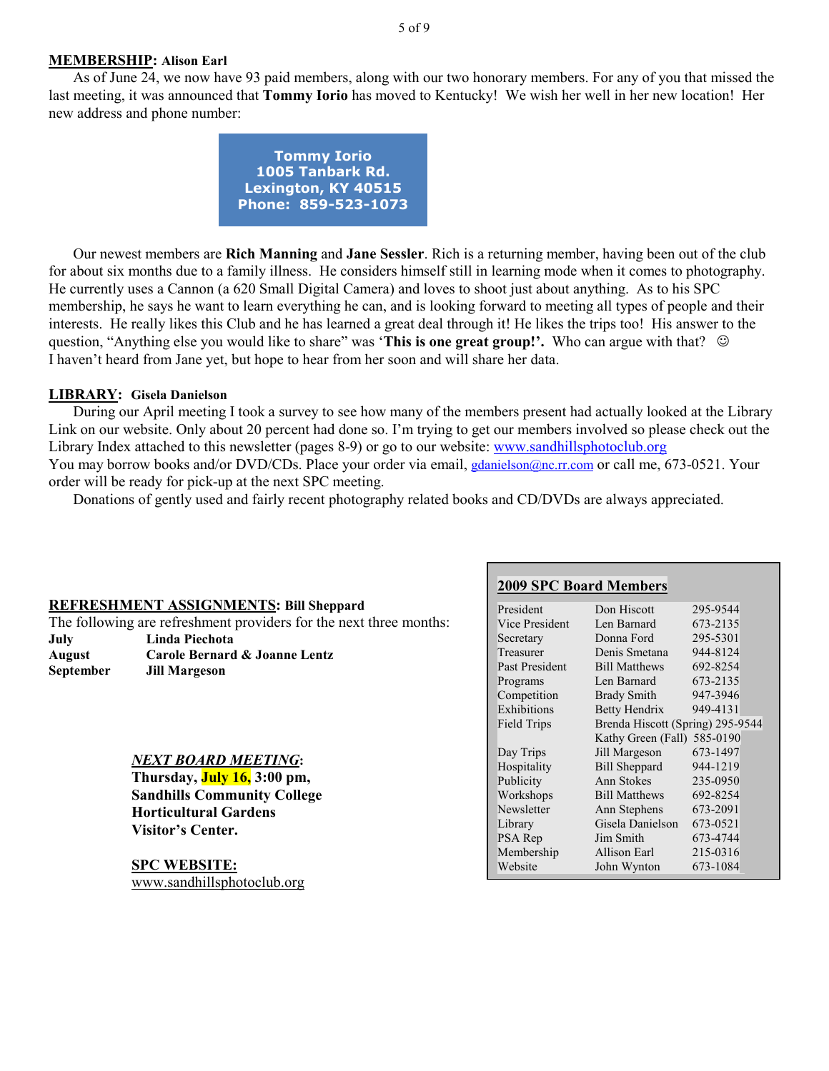**MEMBERSHIP: Alison Earl**

As of June 24, we now have 93 paid members, along with our two honorary members. For any of you that missed the last meeting, it was announced that **Tommy Iorio** has moved to Kentucky! We wish her well in her new location! Her new address and phone number:

**Tommy Iorio**
**1005 Tanbark Rd.**
**Lexington, KY 40515**
**Phone: 859-523-1073**

Our newest members are **Rich Manning** and **Jane Sessler**. Rich is a returning member, having been out of the club for about six months due to a family illness. He considers himself still in learning mode when it comes to photography. He currently uses a Cannon (a 620 Small Digital Camera) and loves to shoot just about anything. As to his SPC membership, he says he want to learn everything he can, and is looking forward to meeting all types of people and their interests. He really likes this Club and he has learned a great deal through it! He likes the trips too! His answer to the question, "Anything else you would like to share" was '**This is one great group!'.** Who can argue with that? ☺
I haven't heard from Jane yet, but hope to hear from her soon and will share her data.

**LIBRARY: Gisela Danielson**

During our April meeting I took a survey to see how many of the members present had actually looked at the Library Link on our website. Only about 20 percent had done so. I'm trying to get our members involved so please check out the Library Index attached to this newsletter (pages 8-9) or go to our website: www.sandhillsphotoclub.org
You may borrow books and/or DVD/CDs. Place your order via email, gdanielson@nc.rr.com or call me, 673-0521. Your order will be ready for pick-up at the next SPC meeting.

Donations of gently used and fairly recent photography related books and CD/DVDs are always appreciated.

**REFRESHMENT ASSIGNMENTS: Bill Sheppard**

The following are refreshment providers for the next three months:

| | |
|---|---|
| **July** | **Linda Piechota** |
| **August** | **Carole Bernard & Joanne Lentz** |
| **September** | **Jill Margeson** |

***NEXT BOARD MEETING*:**
**Thursday, July 16, 3:00 pm,**
**Sandhills Community College**
**Horticultural Gardens**
**Visitor's Center.**

**SPC WEBSITE:**
www.sandhillsphotoclub.org

**2009 SPC Board Members**

| | | |
|---|---|---|
| President | Don Hiscott | 295-9544 |
| Vice President | Len Barnard | 673-2135 |
| Secretary | Donna Ford | 295-5301 |
| Treasurer | Denis Smetana | 944-8124 |
| Past President | Bill Matthews | 692-8254 |
| Programs | Len Barnard | 673-2135 |
| Competition | Brady Smith | 947-3946 |
| Exhibitions | Betty Hendrix | 949-4131 |
| Field Trips | Brenda Hiscott (Spring) | 295-9544 |
| | Kathy Green (Fall) | 585-0190 |
| Day Trips | Jill Margeson | 673-1497 |
| Hospitality | Bill Sheppard | 944-1219 |
| Publicity | Ann Stokes | 235-0950 |
| Workshops | Bill Matthews | 692-8254 |
| Newsletter | Ann Stephens | 673-2091 |
| Library | Gisela Danielson | 673-0521 |
| PSA Rep | Jim Smith | 673-4744 |
| Membership | Allison Earl | 215-0316 |
| Website | John Wynton | 673-1084 |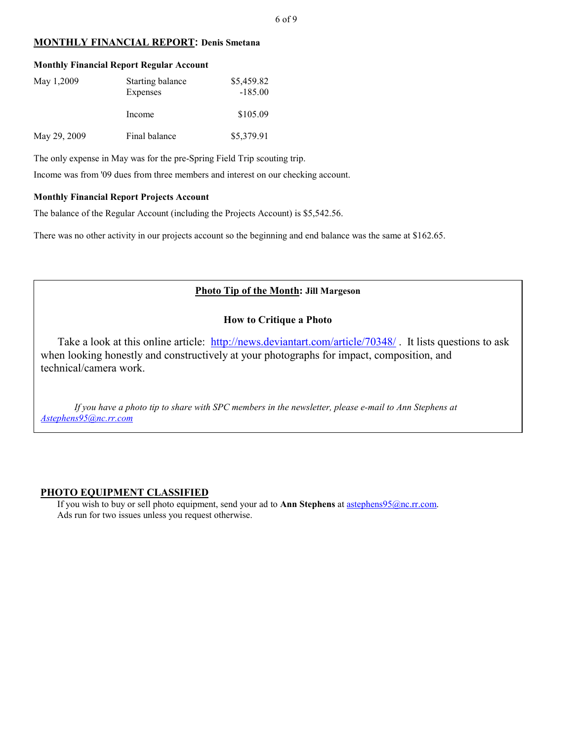## MONTHLY FINANCIAL REPORT: Denis Smetana

### Monthly Financial Report Regular Account

| | | |
|---|---|---|
| May 1,2009 | Starting balance | $5,459.82 |
| | Expenses | -185.00 |
| | Income | $105.09 |
| May 29, 2009 | Final balance | $5,379.91 |

The only expense in May was for the pre-Spring Field Trip scouting trip.

Income was from '09 dues from three members and interest on our checking account.

### Monthly Financial Report Projects Account

The balance of the Regular Account (including the Projects Account) is $5,542.56.

There was no other activity in our projects account so the beginning and end balance was the same at $162.65.

## Photo Tip of the Month: Jill Margeson

### How to Critique a Photo

Take a look at this online article: http://news.deviantart.com/article/70348/ . It lists questions to ask when looking honestly and constructively at your photographs for impact, composition, and technical/camera work.

*If you have a photo tip to share with SPC members in the newsletter, please e-mail to Ann Stephens at Astephens95@nc.rr.com*

## PHOTO EQUIPMENT CLASSIFIED

If you wish to buy or sell photo equipment, send your ad to **Ann Stephens** at astephens95@nc.rr.com. Ads run for two issues unless you request otherwise.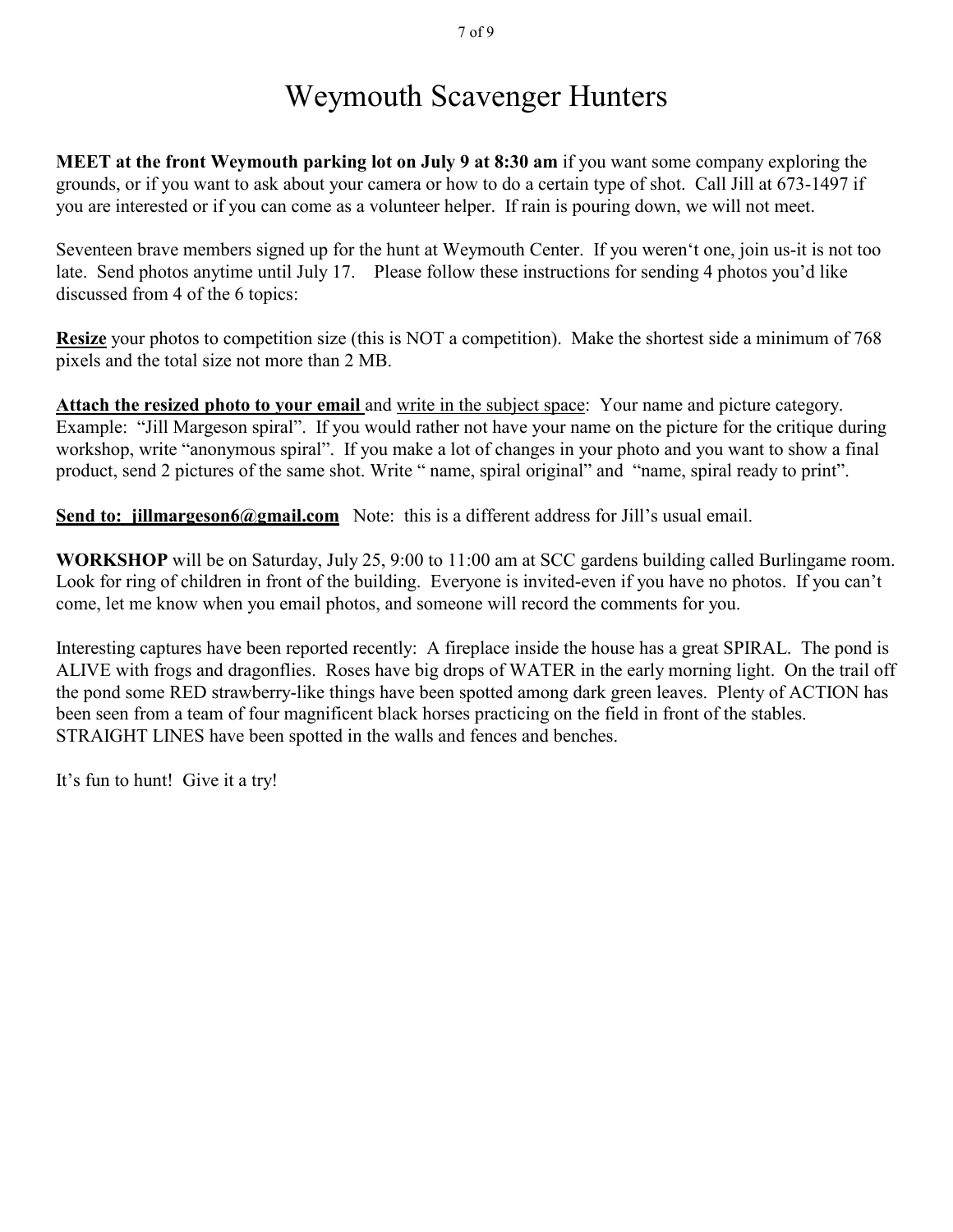# Weymouth Scavenger Hunters

**MEET at the front Weymouth parking lot on July 9 at 8:30 am** if you want some company exploring the grounds, or if you want to ask about your camera or how to do a certain type of shot. Call Jill at 673-1497 if you are interested or if you can come as a volunteer helper. If rain is pouring down, we will not meet.

Seventeen brave members signed up for the hunt at Weymouth Center. If you weren't one, join us-it is not too late. Send photos anytime until July 17. Please follow these instructions for sending 4 photos you'd like discussed from 4 of the 6 topics:

<u>**Resize**</u> your photos to competition size (this is NOT a competition). Make the shortest side a minimum of 768 pixels and the total size not more than 2 MB.

<u>**Attach the resized photo to your email**</u> and <u>write in the subject space</u>: Your name and picture category. Example: "Jill Margeson spiral". If you would rather not have your name on the picture for the critique during workshop, write "anonymous spiral". If you make a lot of changes in your photo and you want to show a final product, send 2 pictures of the same shot. Write " name, spiral original" and "name, spiral ready to print".

<u>**Send to: jillmargeson6@gmail.com**</u> Note: this is a different address for Jill's usual email.

**WORKSHOP** will be on Saturday, July 25, 9:00 to 11:00 am at SCC gardens building called Burlingame room. Look for ring of children in front of the building. Everyone is invited-even if you have no photos. If you can't come, let me know when you email photos, and someone will record the comments for you.

Interesting captures have been reported recently: A fireplace inside the house has a great SPIRAL. The pond is ALIVE with frogs and dragonflies. Roses have big drops of WATER in the early morning light. On the trail off the pond some RED strawberry-like things have been spotted among dark green leaves. Plenty of ACTION has been seen from a team of four magnificent black horses practicing on the field in front of the stables. STRAIGHT LINES have been spotted in the walls and fences and benches.

It's fun to hunt! Give it a try!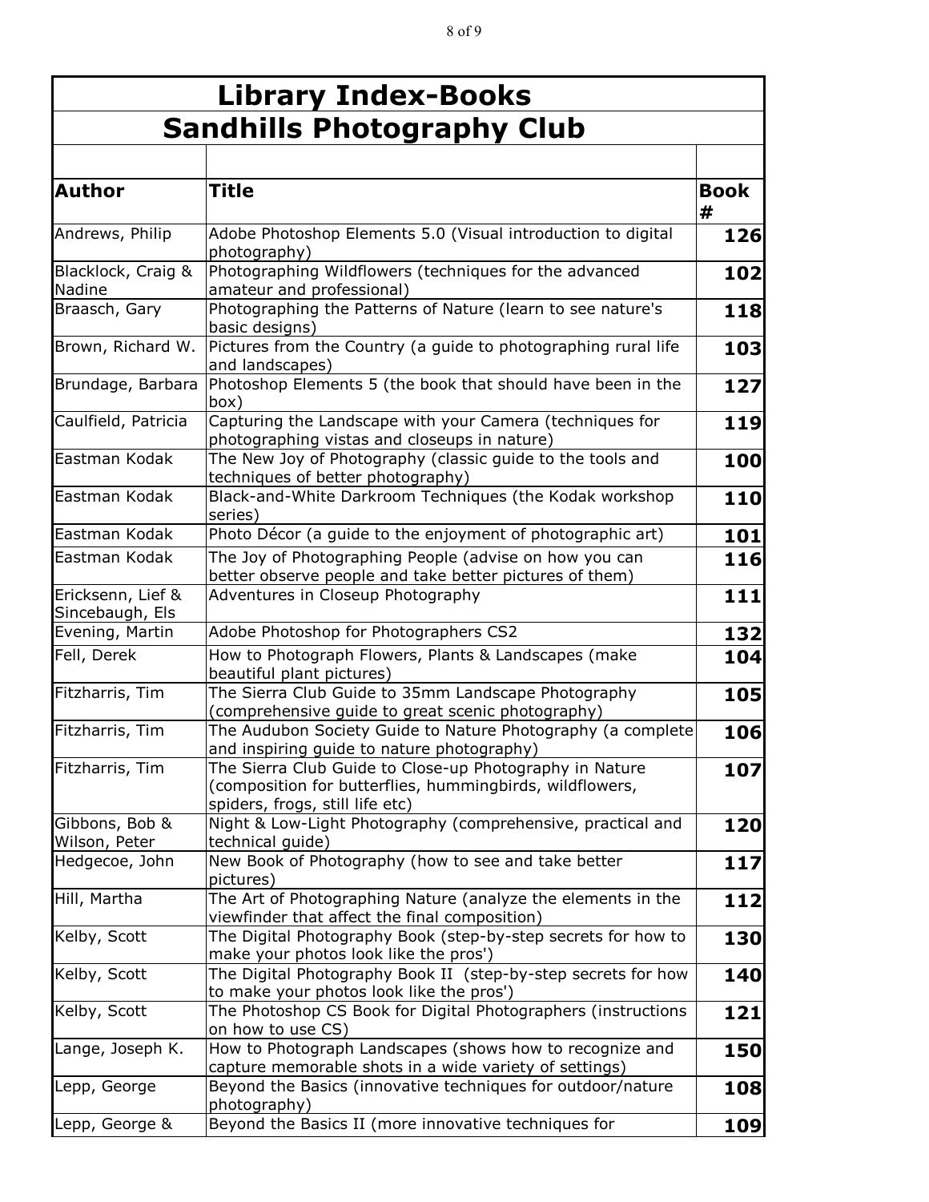# Library Index-Books

## Sandhills Photography Club

| Author | Title | Book # |
|---|---|---|
| Andrews, Philip | Adobe Photoshop Elements 5.0 (Visual introduction to digital photography) | 126 |
| Blacklock, Craig & Nadine | Photographing Wildflowers (techniques for the advanced amateur and professional) | 102 |
| Braasch, Gary | Photographing the Patterns of Nature (learn to see nature's basic designs) | 118 |
| Brown, Richard W. | Pictures from the Country (a guide to photographing rural life and landscapes) | 103 |
| Brundage, Barbara | Photoshop Elements 5 (the book that should have been in the box) | 127 |
| Caulfield, Patricia | Capturing the Landscape with your Camera (techniques for photographing vistas and closeups in nature) | 119 |
| Eastman Kodak | The New Joy of Photography (classic guide to the tools and techniques of better photography) | 100 |
| Eastman Kodak | Black-and-White Darkroom Techniques (the Kodak workshop series) | 110 |
| Eastman Kodak | Photo Décor (a guide to the enjoyment of photographic art) | 101 |
| Eastman Kodak | The Joy of Photographing People (advise on how you can better observe people and take better pictures of them) | 116 |
| Ericksenn, Lief & Sincebaugh, Els | Adventures in Closeup Photography | 111 |
| Evening, Martin | Adobe Photoshop for Photographers CS2 | 132 |
| Fell, Derek | How to Photograph Flowers, Plants & Landscapes (make beautiful plant pictures) | 104 |
| Fitzharris, Tim | The Sierra Club Guide to 35mm Landscape Photography (comprehensive guide to great scenic photography) | 105 |
| Fitzharris, Tim | The Audubon Society Guide to Nature Photography (a complete and inspiring guide to nature photography) | 106 |
| Fitzharris, Tim | The Sierra Club Guide to Close-up Photography in Nature (composition for butterflies, hummingbirds, wildflowers, spiders, frogs, still life etc) | 107 |
| Gibbons, Bob & Wilson, Peter | Night & Low-Light Photography (comprehensive, practical and technical guide) | 120 |
| Hedgecoe, John | New Book of Photography (how to see and take better pictures) | 117 |
| Hill, Martha | The Art of Photographing Nature (analyze the elements in the viewfinder that affect the final composition) | 112 |
| Kelby, Scott | The Digital Photography Book (step-by-step secrets for how to make your photos look like the pros') | 130 |
| Kelby, Scott | The Digital Photography Book II (step-by-step secrets for how to make your photos look like the pros') | 140 |
| Kelby, Scott | The Photoshop CS Book for Digital Photographers (instructions on how to use CS) | 121 |
| Lange, Joseph K. | How to Photograph Landscapes (shows how to recognize and capture memorable shots in a wide variety of settings) | 150 |
| Lepp, George | Beyond the Basics (innovative techniques for outdoor/nature photography) | 108 |
| Lepp, George & | Beyond the Basics II (more innovative techniques for | 109 |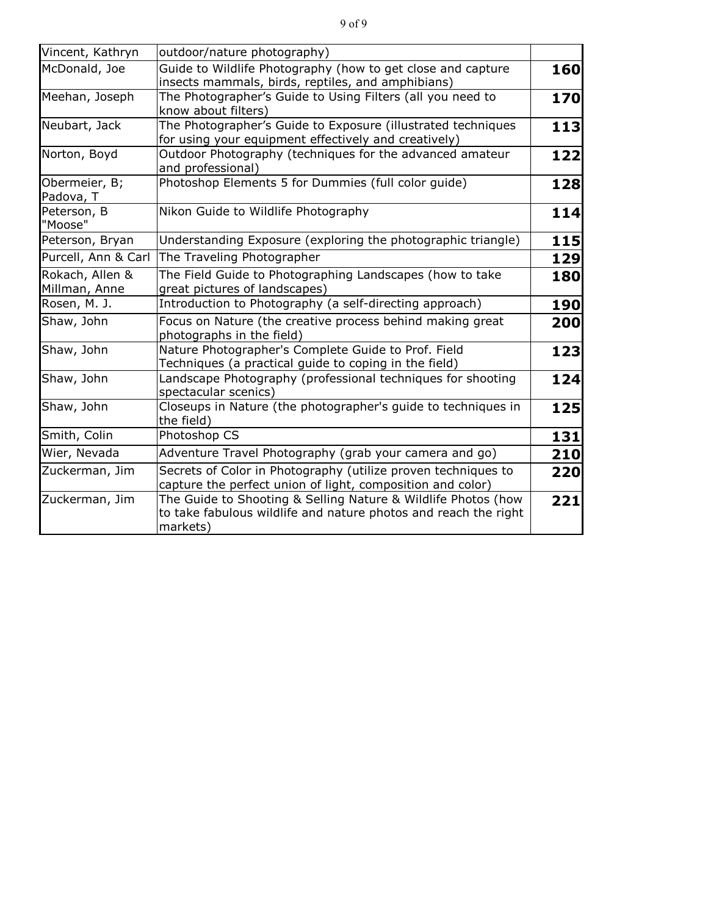| | | |
|---|---|---|
| Vincent, Kathryn | outdoor/nature photography) | |
| McDonald, Joe | Guide to Wildlife Photography (how to get close and capture insects mammals, birds, reptiles, and amphibians) | **160** |
| Meehan, Joseph | The Photographer's Guide to Using Filters (all you need to know about filters) | **170** |
| Neubart, Jack | The Photographer's Guide to Exposure (illustrated techniques for using your equipment effectively and creatively) | **113** |
| Norton, Boyd | Outdoor Photography (techniques for the advanced amateur and professional) | **122** |
| Obermeier, B; Padova, T | Photoshop Elements 5 for Dummies (full color guide) | **128** |
| Peterson, B "Moose" | Nikon Guide to Wildlife Photography | **114** |
| Peterson, Bryan | Understanding Exposure (exploring the photographic triangle) | **115** |
| Purcell, Ann & Carl | The Traveling Photographer | **129** |
| Rokach, Allen & Millman, Anne | The Field Guide to Photographing Landscapes (how to take great pictures of landscapes) | **180** |
| Rosen, M. J. | Introduction to Photography (a self-directing approach) | **190** |
| Shaw, John | Focus on Nature (the creative process behind making great photographs in the field) | **200** |
| Shaw, John | Nature Photographer's Complete Guide to Prof. Field Techniques (a practical guide to coping in the field) | **123** |
| Shaw, John | Landscape Photography (professional techniques for shooting spectacular scenics) | **124** |
| Shaw, John | Closeups in Nature (the photographer's guide to techniques in the field) | **125** |
| Smith, Colin | Photoshop CS | **131** |
| Wier, Nevada | Adventure Travel Photography (grab your camera and go) | **210** |
| Zuckerman, Jim | Secrets of Color in Photography (utilize proven techniques to capture the perfect union of light, composition and color) | **220** |
| Zuckerman, Jim | The Guide to Shooting & Selling Nature & Wildlife Photos (how to take fabulous wildlife and nature photos and reach the right markets) | **221** |